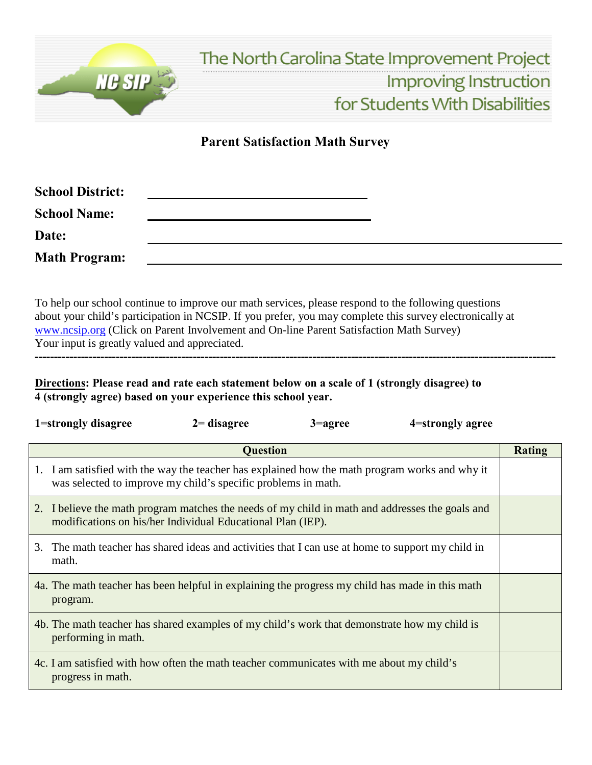# The North Carolina State Improvement Project

## Improving Instruction for Students With Disabilities

## Parent Satisfaction Math Survey

**School District:** ______________________________

**School Name:** ______________________________

**Date:** ______________________________

**Math Program:** ______________________________

To help our school continue to improve our math services, please respond to the following questions about your child's participation in NCSIP. If you prefer, you may complete this survey electronically at www.ncsip.org (Click on Parent Involvement and On-line Parent Satisfaction Math Survey)
Your input is greatly valued and appreciated.

---

**Directions: Please read and rate each statement below on a scale of 1 (strongly disagree) to 4 (strongly agree) based on your experience this school year.**

**1=strongly disagree** **2= disagree** **3=agree** **4=strongly agree**

| Question | Rating |
|---|---|
| 1. I am satisfied with the way the teacher has explained how the math program works and why it was selected to improve my child's specific problems in math. | |
| 2. I believe the math program matches the needs of my child in math and addresses the goals and modifications on his/her Individual Educational Plan (IEP). | |
| 3. The math teacher has shared ideas and activities that I can use at home to support my child in math. | |
| 4a. The math teacher has been helpful in explaining the progress my child has made in this math program. | |
| 4b. The math teacher has shared examples of my child's work that demonstrate how my child is performing in math. | |
| 4c. I am satisfied with how often the math teacher communicates with me about my child's progress in math. | |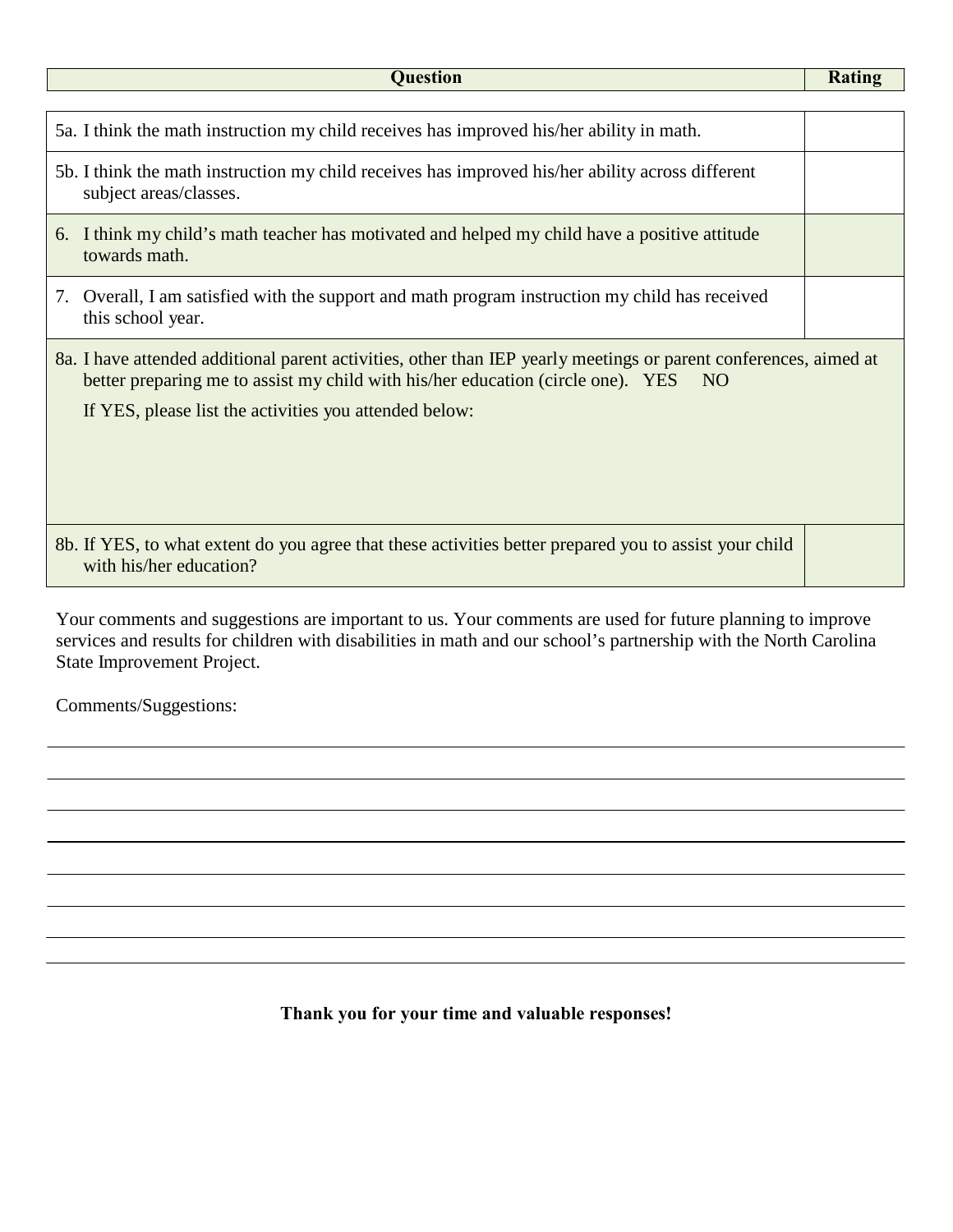| Question | Rating |
| --- | --- |
| 5a. I think the math instruction my child receives has improved his/her ability in math. | |
| 5b. I think the math instruction my child receives has improved his/her ability across different subject areas/classes. | |
| 6. I think my child's math teacher has motivated and helped my child have a positive attitude towards math. | |
| 7. Overall, I am satisfied with the support and math program instruction my child has received this school year. | |
| 8a. I have attended additional parent activities, other than IEP yearly meetings or parent conferences, aimed at better preparing me to assist my child with his/her education (circle one). YES NO<br>If YES, please list the activities you attended below: | |
| 8b. If YES, to what extent do you agree that these activities better prepared you to assist your child with his/her education? | |

Your comments and suggestions are important to us. Your comments are used for future planning to improve services and results for children with disabilities in math and our school's partnership with the North Carolina State Improvement Project.

Comments/Suggestions:

**Thank you for your time and valuable responses!**